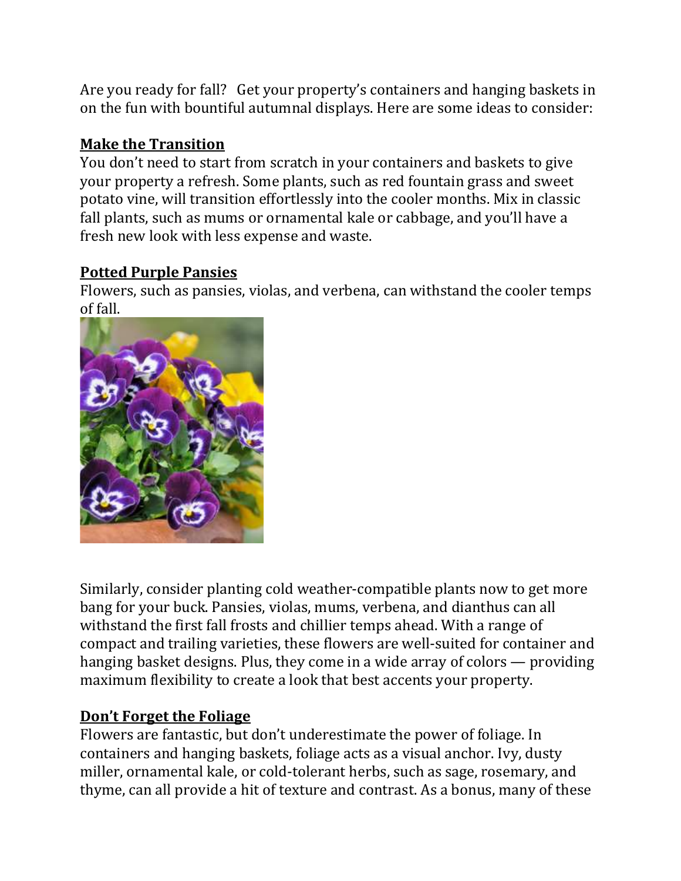Are you ready for fall? Get your property's containers and hanging baskets in on the fun with bountiful autumnal displays. Here are some ideas to consider:

## Make the Transition

You don't need to start from scratch in your containers and baskets to give your property a refresh. Some plants, such as red fountain grass and sweet potato vine, will transition effortlessly into the cooler months. Mix in classic fall plants, such as mums or ornamental kale or cabbage, and you'll have a fresh new look with less expense and waste.

## Potted Purple Pansies

Flowers, such as pansies, violas, and verbena, can withstand the cooler temps of fall.

Similarly, consider planting cold weather-compatible plants now to get more bang for your buck. Pansies, violas, mums, verbena, and dianthus can all withstand the first fall frosts and chillier temps ahead. With a range of compact and trailing varieties, these flowers are well-suited for container and hanging basket designs. Plus, they come in a wide array of colors — providing maximum flexibility to create a look that best accents your property.

## Don't Forget the Foliage

Flowers are fantastic, but don't underestimate the power of foliage. In containers and hanging baskets, foliage acts as a visual anchor. Ivy, dusty miller, ornamental kale, or cold-tolerant herbs, such as sage, rosemary, and thyme, can all provide a hit of texture and contrast. As a bonus, many of these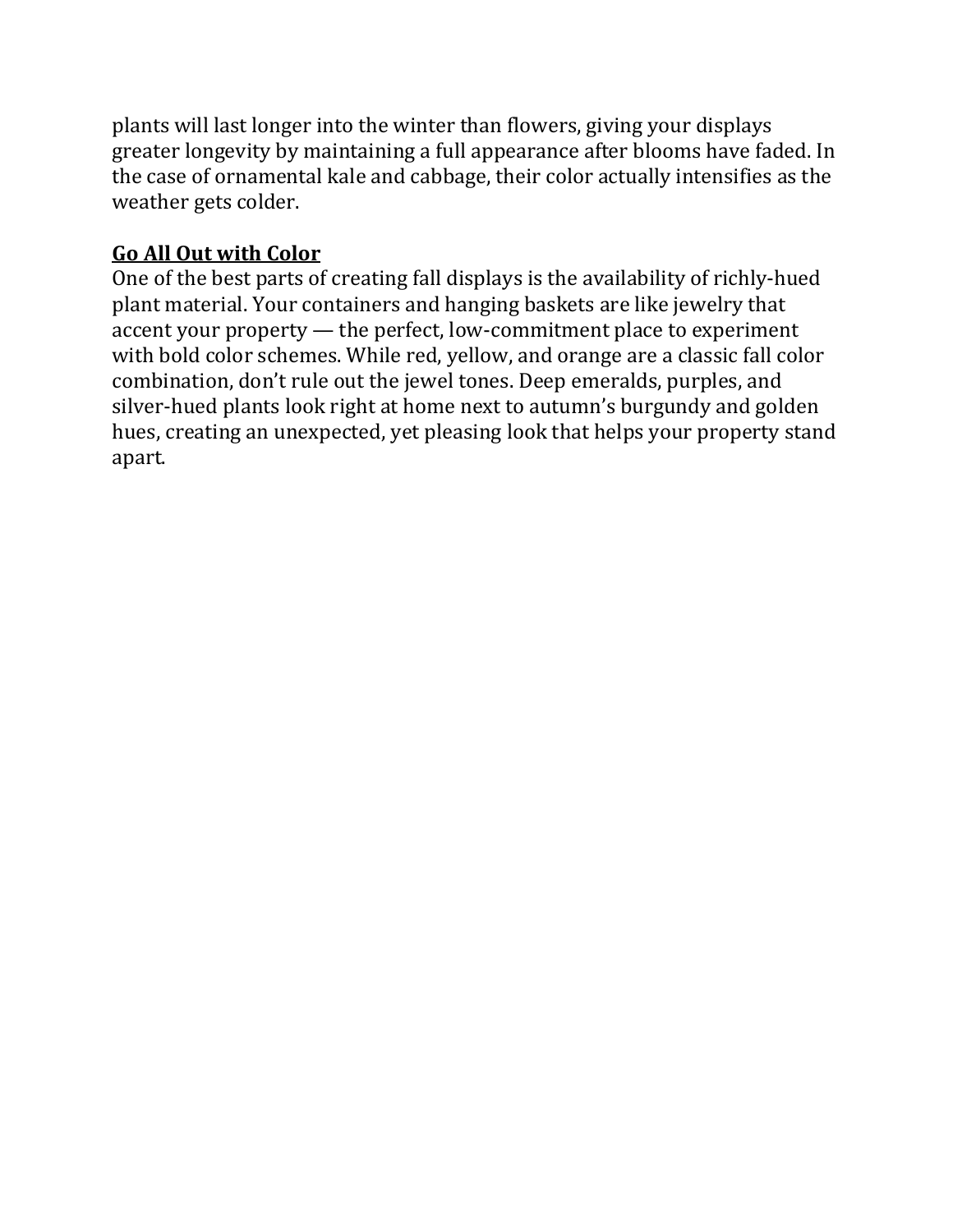plants will last longer into the winter than flowers, giving your displays greater longevity by maintaining a full appearance after blooms have faded. In the case of ornamental kale and cabbage, their color actually intensifies as the weather gets colder.

**Go All Out with Color**

One of the best parts of creating fall displays is the availability of richly-hued plant material. Your containers and hanging baskets are like jewelry that accent your property — the perfect, low-commitment place to experiment with bold color schemes. While red, yellow, and orange are a classic fall color combination, don't rule out the jewel tones. Deep emeralds, purples, and silver-hued plants look right at home next to autumn's burgundy and golden hues, creating an unexpected, yet pleasing look that helps your property stand apart.